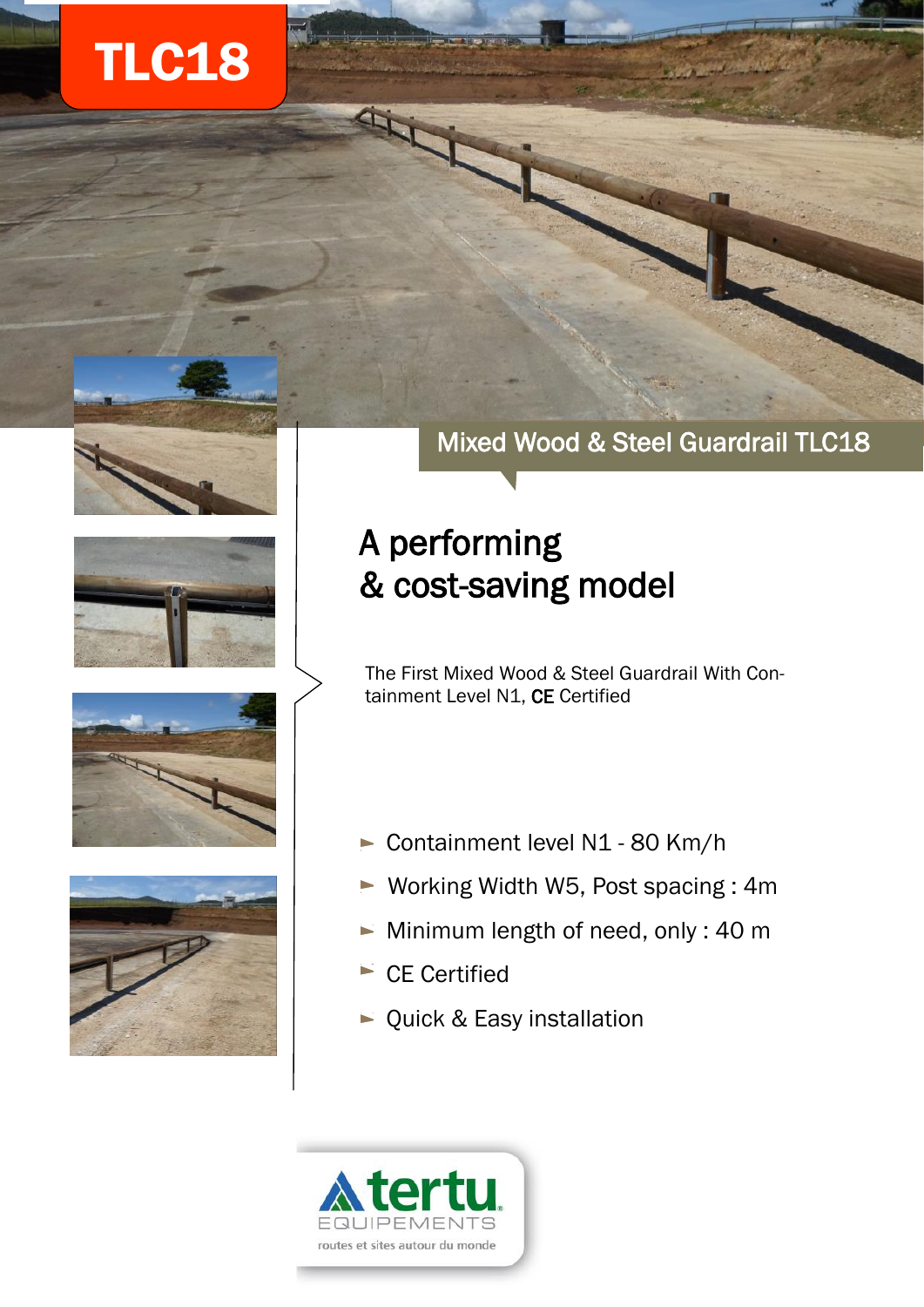# TLC18

## Mixed Wood & Steel Guardrail TLC18

## A performing & cost-saving model

The First Mixed Wood & Steel Guardrail With Containment Level N1, **CE** Certified

- Containment level N1 - 80 Km/h
- Working Width W5, Post spacing : 4m
- Minimum length of need, only : 40 m
- CE Certified
- Quick & Easy installation

tertu EQUIPEMENTS
routes et sites autour du monde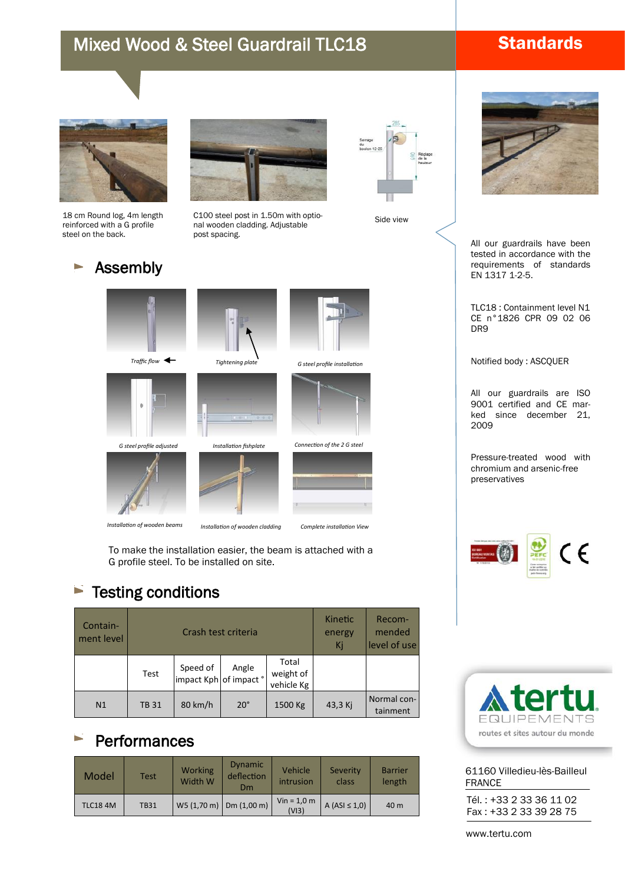# Mixed Wood & Steel Guardrail TLC18

18 cm Round log, 4m length reinforced with a G profile steel on the back.

C100 steel post in 1.50m with optional wooden cladding. Adjustable post spacing.

Serrage du boulon 12-25

Réglage de la hauteur

Side view

## Assembly

Traffic flow

Tightening plate

G steel profile installation

G steel profile adjusted

Installation fishplate

Connection of the 2 G steel

Installation of wooden beams

Installation of wooden cladding

Complete installation View

To make the installation easier, the beam is attached with a G profile steel. To be installed on site.

## Testing conditions

| Containment level | Crash test criteria | | | | Kinetic energy Kj | Recommended level of use |
|---|---|---|---|---|---|---|
| | Test | Speed of impact Kph | Angle of impact ° | Total weight of vehicle Kg | | |
| N1 | TB 31 | 80 km/h | 20° | 1500 Kg | 43,3 Kj | Normal containment |

## Performances

| Model | Test | Working Width W | Dynamic deflection Dm | Vehicle intrusion | Severity class | Barrier length |
|---|---|---|---|---|---|---|
| TLC18 4M | TB31 | W5 (1,70 m) | Dm (1,00 m) | Vin = 1,0 m (VI3) | A (ASI ≤ 1,0) | 40 m |

## Standards

All our guardrails have been tested in accordance with the requirements of standards EN 1317 1-2-5.

TLC18 : Containment level N1
CE n°1826 CPR 09 02 06 DR9

Notified body : ASCQUER

All our guardrails are ISO 9001 certified and CE marked since december 21, 2009

Pressure-treated wood with chromium and arsenic-free preservatives

tertu EQUIPEMENTS
routes et sites autour du monde

61160 Villedieu-lès-Bailleul
FRANCE

Tél. : +33 2 33 36 11 02
Fax : +33 2 33 39 28 75

www.tertu.com